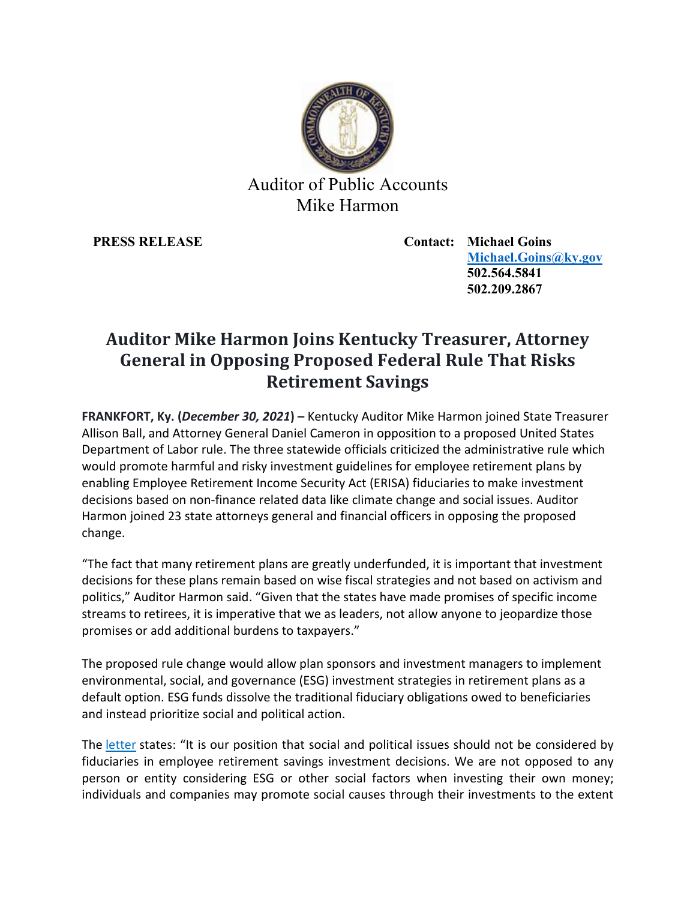Auditor of Public Accounts
Mike Harmon

**PRESS RELEASE**

**Contact: Michael Goins**
**[Michael.Goins@ky.gov](mailto:Michael.Goins@ky.gov)**
**502.564.5841**
**502.209.2867**

# Auditor Mike Harmon Joins Kentucky Treasurer, Attorney General in Opposing Proposed Federal Rule That Risks Retirement Savings

**FRANKFORT, Ky. (*December 30, 2021*) –** Kentucky Auditor Mike Harmon joined State Treasurer Allison Ball, and Attorney General Daniel Cameron in opposition to a proposed United States Department of Labor rule. The three statewide officials criticized the administrative rule which would promote harmful and risky investment guidelines for employee retirement plans by enabling Employee Retirement Income Security Act (ERISA) fiduciaries to make investment decisions based on non-finance related data like climate change and social issues. Auditor Harmon joined 23 state attorneys general and financial officers in opposing the proposed change.

"The fact that many retirement plans are greatly underfunded, it is important that investment decisions for these plans remain based on wise fiscal strategies and not based on activism and politics," Auditor Harmon said. "Given that the states have made promises of specific income streams to retirees, it is imperative that we as leaders, not allow anyone to jeopardize those promises or add additional burdens to taxpayers."

The proposed rule change would allow plan sponsors and investment managers to implement environmental, social, and governance (ESG) investment strategies in retirement plans as a default option. ESG funds dissolve the traditional fiduciary obligations owed to beneficiaries and instead prioritize social and political action.

The letter states: "It is our position that social and political issues should not be considered by fiduciaries in employee retirement savings investment decisions. We are not opposed to any person or entity considering ESG or other social factors when investing their own money; individuals and companies may promote social causes through their investments to the extent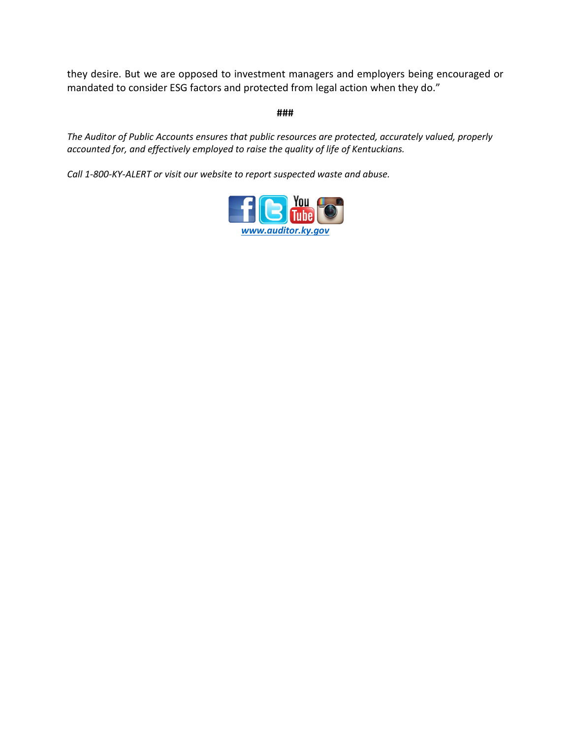they desire. But we are opposed to investment managers and employers being encouraged or mandated to consider ESG factors and protected from legal action when they do."

###

*The Auditor of Public Accounts ensures that public resources are protected, accurately valued, properly accounted for, and effectively employed to raise the quality of life of Kentuckians.*

*Call 1-800-KY-ALERT or visit our website to report suspected waste and abuse.*

***www.auditor.ky.gov***